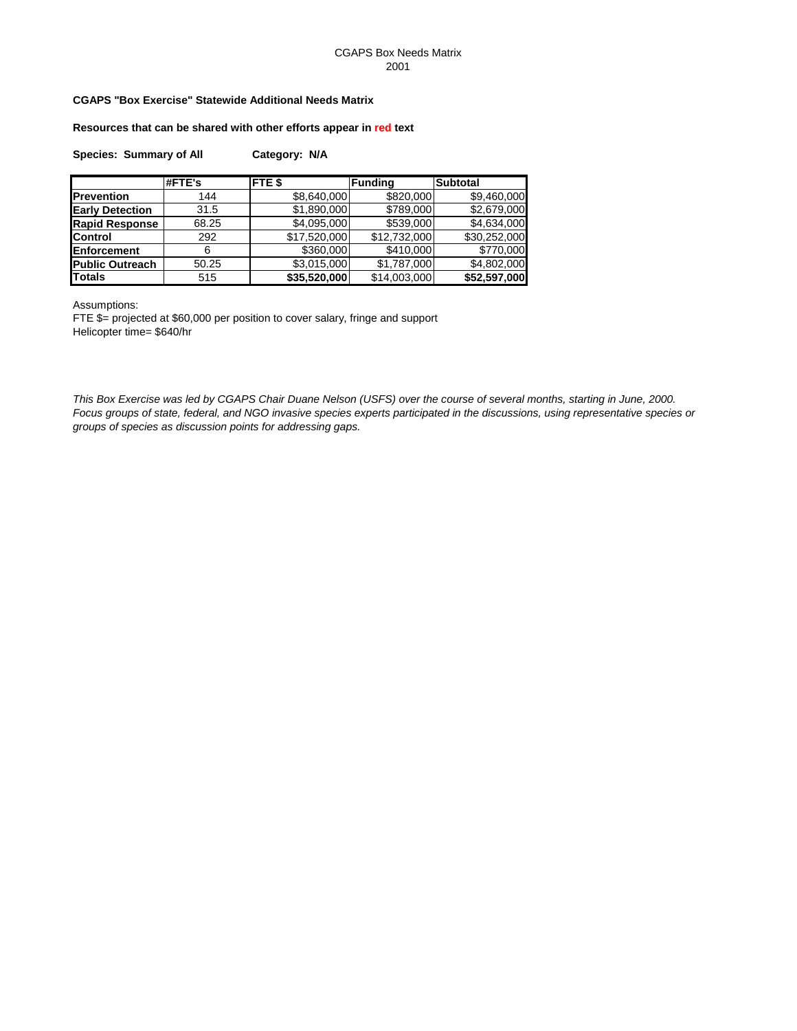CGAPS Box Needs Matrix
2001

**CGAPS "Box Exercise" Statewide Additional Needs Matrix**

**Resources that can be shared with other efforts appear in red text**

**Species: Summary of All** **Category: N/A**

| | #FTE's | FTE $ | Funding | Subtotal |
|---|---|---|---|---|
| **Prevention** | 144 | $8,640,000 | $820,000 | $9,460,000 |
| **Early Detection** | 31.5 | $1,890,000 | $789,000 | $2,679,000 |
| **Rapid Response** | 68.25 | $4,095,000 | $539,000 | $4,634,000 |
| **Control** | 292 | $17,520,000 | $12,732,000 | $30,252,000 |
| **Enforcement** | 6 | $360,000 | $410,000 | $770,000 |
| **Public Outreach** | 50.25 | $3,015,000 | $1,787,000 | $4,802,000 |
| **Totals** | 515 | **$35,520,000** | $14,003,000 | **$52,597,000** |

Assumptions:
FTE $= projected at $60,000 per position to cover salary, fringe and support
Helicopter time= $640/hr

*This Box Exercise was led by CGAPS Chair Duane Nelson (USFS) over the course of several months, starting in June, 2000. Focus groups of state, federal, and NGO invasive species experts participated in the discussions, using representative species or groups of species as discussion points for addressing gaps.*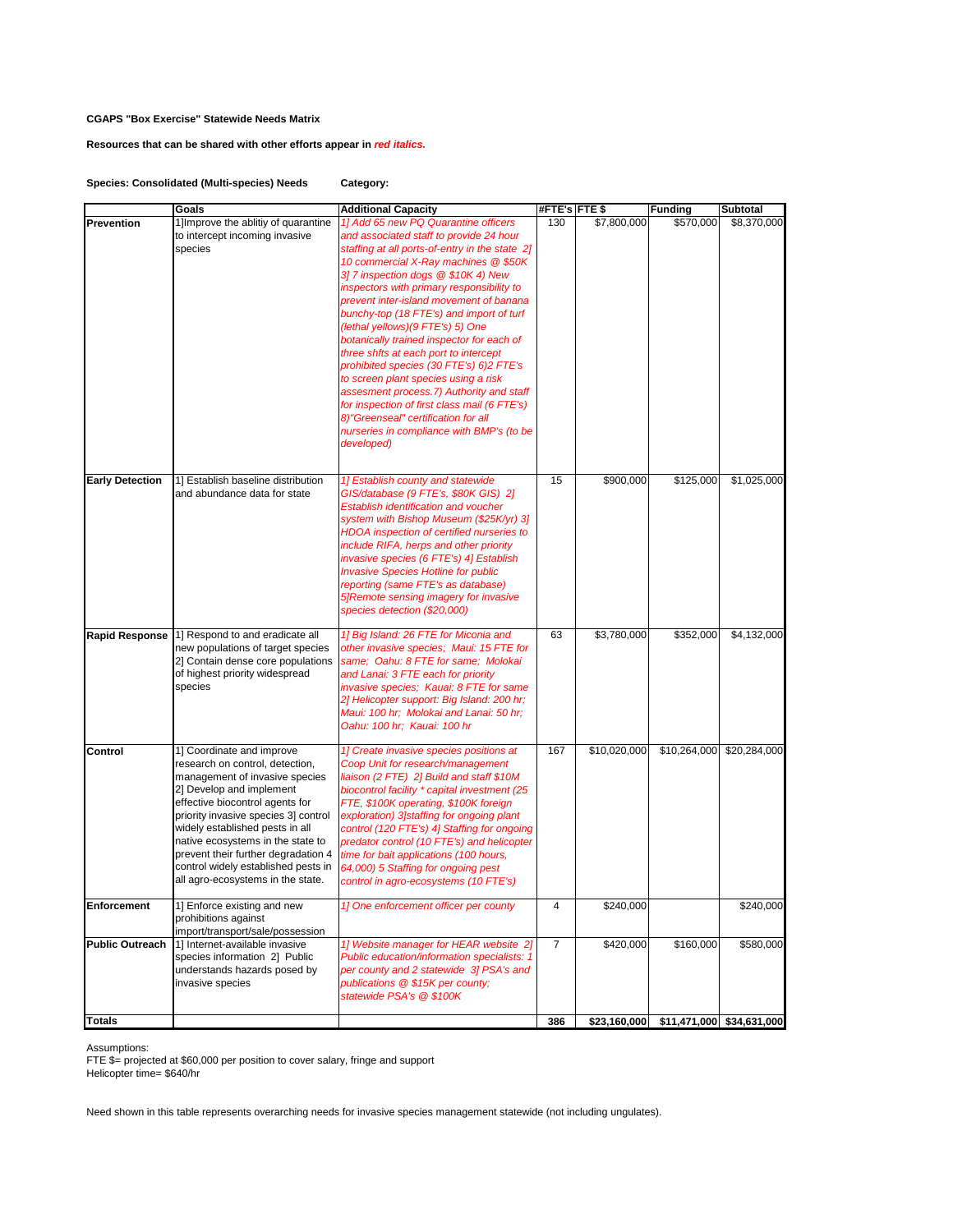**CGAPS "Box Exercise" Statewide Needs Matrix**

**Resources that can be shared with other efforts appear in *red italics.***

**Species: Consolidated (Multi-species) Needs** **Category:**

| | Goals | Additional Capacity | #FTE's | FTE $ | Funding | Subtotal |
|---|---|---|---|---|---|---|
| **Prevention** | 1]Improve the ablitiy of quarantine to intercept incoming invasive species | *1] Add 65 new PQ Quarantine officers and associated staff to provide 24 hour staffing at all ports-of-entry in the state 2] 10 commercial X-Ray machines @ $50K 3] 7 inspection dogs @ $10K 4) New inspectors with primary responsibility to prevent inter-island movement of banana bunchy-top (18 FTE's) and import of turf (lethal yellows)(9 FTE's) 5) One botanically trained inspector for each of three shfts at each port to intercept prohibited species (30 FTE's) 6)2 FTE's to screen plant species using a risk assesment process.7) Authority and staff for inspection of first class mail (6 FTE's) 8)"Greenseal" certification for all nurseries in compliance with BMP's (to be developed)* | 130 | $7,800,000 | $570,000 | $8,370,000 |
| **Early Detection** | 1] Establish baseline distribution and abundance data for state | *1] Establish county and statewide GIS/database (9 FTE's, $80K GIS) 2] Establish identification and voucher system with Bishop Museum ($25K/yr) 3] HDOA inspection of certified nurseries to include RIFA, herps and other priority invasive species (6 FTE's) 4] Establish Invasive Species Hotline for public reporting (same FTE's as database) 5]Remote sensing imagery for invasive species detection ($20,000)* | 15 | $900,000 | $125,000 | $1,025,000 |
| **Rapid Response** | 1] Respond to and eradicate all new populations of target species 2] Contain dense core populations of highest priority widespread species | *1] Big Island: 26 FTE for Miconia and other invasive species; Maui: 15 FTE for same; Oahu: 8 FTE for same; Molokai and Lanai: 3 FTE each for priority invasive species; Kauai: 8 FTE for same 2] Helicopter support: Big Island: 200 hr; Maui: 100 hr; Molokai and Lanai: 50 hr; Oahu: 100 hr; Kauai: 100 hr* | 63 | $3,780,000 | $352,000 | $4,132,000 |
| **Control** | 1] Coordinate and improve research on control, detection, management of invasive species 2] Develop and implement effective biocontrol agents for priority invasive species 3] control widely established pests in all native ecosystems in the state to prevent their further degradation 4 control widely established pests in all agro-ecosystems in the state. | *1] Create invasive species positions at Coop Unit for research/management liaison (2 FTE) 2] Build and staff $10M biocontrol facility * capital investment (25 FTE, $100K operating, $100K foreign exploration) 3]staffing for ongoing plant control (120 FTE's) 4] Staffing for ongoing predator control (10 FTE's) and helicopter time for bait applications (100 hours, 64,000) 5 Staffing for ongoing pest control in agro-ecosystems (10 FTE's)* | 167 | $10,020,000 | $10,264,000 | $20,284,000 |
| **Enforcement** | 1] Enforce existing and new prohibitions against import/transport/sale/possession | *1] One enforcement officer per county* | 4 | $240,000 | | $240,000 |
| **Public Outreach** | 1] Internet-available invasive species information 2] Public understands hazards posed by invasive species | *1] Website manager for HEAR website 2] Public education/information specialists: 1 per county and 2 statewide 3] PSA's and publications @ $15K per county; statewide PSA's @ $100K* | 7 | $420,000 | $160,000 | $580,000 |
| **Totals** | | | **386** | **$23,160,000** | **$11,471,000** | **$34,631,000** |

Assumptions:
FTE $= projected at $60,000 per position to cover salary, fringe and support
Helicopter time= $640/hr

Need shown in this table represents overarching needs for invasive species management statewide (not including ungulates).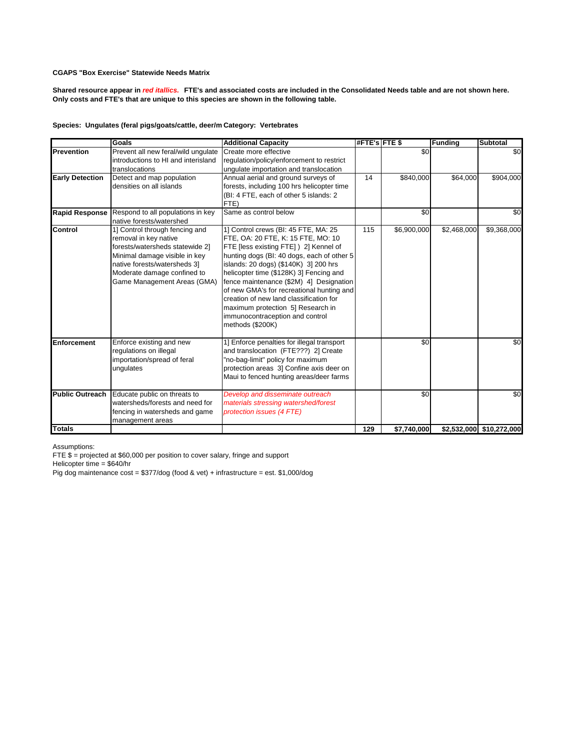**CGAPS "Box Exercise" Statewide Needs Matrix**

**Shared resource appear in *red itallics.* FTE's and associated costs are included in the Consolidated Needs table and are not shown here. Only costs and FTE's that are unique to this species are shown in the following table.**

**Species: Ungulates (feral pigs/goats/cattle, deer/m Category: Vertebrates**

| | Goals | Additional Capacity | #FTE's | FTE $ | Funding | Subtotal |
|---|---|---|---|---|---|---|
| **Prevention** | Prevent all new feral/wild ungulate introductions to HI and interisland translocations | Create more effective regulation/policy/enforcement to restrict ungulate importation and translocation | | $0 | | $0 |
| **Early Detection** | Detect and map population densities on all islands | Annual aerial and ground surveys of forests, including 100 hrs helicopter time (BI: 4 FTE, each of other 5 islands: 2 FTE) | 14 | $840,000 | $64,000 | $904,000 |
| **Rapid Response** | Respond to all populations in key native forests/watershed | Same as control below | | $0 | | $0 |
| **Control** | 1] Control through fencing and removal in key native forests/watersheds statewide 2] Minimal damage visible in key native forests/watersheds 3] Moderate damage confined to Game Management Areas (GMA) | 1] Control crews (BI: 45 FTE, MA: 25 FTE, OA: 20 FTE, K: 15 FTE, MO: 10 FTE [less existing FTE] ) 2] Kennel of hunting dogs (BI: 40 dogs, each of other 5 islands: 20 dogs) ($140K) 3] 200 hrs helicopter time ($128K) 3] Fencing and fence maintenance ($2M) 4] Designation of new GMA's for recreational hunting and creation of new land classification for maximum protection 5] Research in immunocontraception and control methods ($200K) | 115 | $6,900,000 | $2,468,000 | $9,368,000 |
| **Enforcement** | Enforce existing and new regulations on illegal importation/spread of feral ungulates | 1] Enforce penalties for illegal transport and translocation (FTE???) 2] Create "no-bag-limit" policy for maximum protection areas 3] Confine axis deer on Maui to fenced hunting areas/deer farms | | $0 | | $0 |
| **Public Outreach** | Educate public on threats to watersheds/forests and need for fencing in watersheds and game management areas | *Develop and disseminate outreach materials stressing watershed/forest protection issues (4 FTE)* | | $0 | | $0 |
| **Totals** | | | **129** | **$7,740,000** | **$2,532,000** | **$10,272,000** |

Assumptions:
FTE $ = projected at $60,000 per position to cover salary, fringe and support
Helicopter time = $640/hr
Pig dog maintenance cost = $377/dog (food & vet) + infrastructure = est. $1,000/dog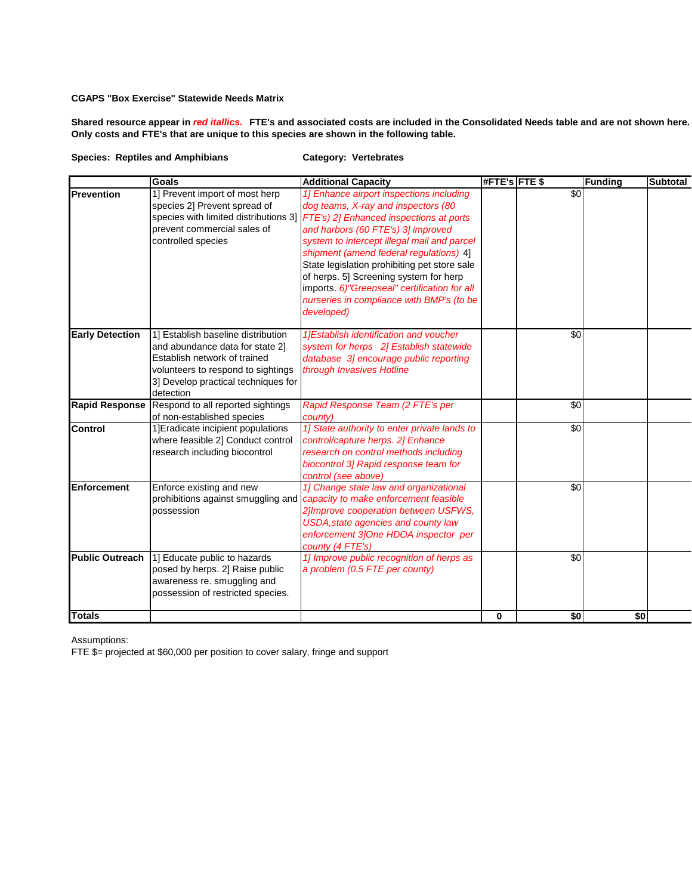**CGAPS "Box Exercise" Statewide Needs Matrix**

**Shared resource appear in *red itallics.* FTE's and associated costs are included in the Consolidated Needs table and are not shown here. Only costs and FTE's that are unique to this species are shown in the following table.**

**Species: Reptiles and Amphibians** **Category: Vertebrates**

| | Goals | Additional Capacity | #FTE's | FTE $ | Funding | Subtotal |
|---|---|---|---|---|---|---|
| **Prevention** | 1] Prevent import of most herp species 2] Prevent spread of species with limited distributions 3] prevent commercial sales of controlled species | *1] Enhance airport inspections including dog teams, X-ray and inspectors (80 FTE's) 2] Enhanced inspections at ports and harbors (60 FTE's) 3] improved system to intercept illegal mail and parcel shipment (amend federal regulations)* 4] State legislation prohibiting pet store sale of herps. 5] Screening system for herp imports. *6)"Greenseal" certification for all nurseries in compliance with BMP's (to be developed)* | | $0 | | |
| **Early Detection** | 1] Establish baseline distribution and abundance data for state 2] Establish network of trained volunteers to respond to sightings 3] Develop practical techniques for detection | *1]Establish identification and voucher system for herps 2] Establish statewide database 3] encourage public reporting through Invasives Hotline* | | $0 | | |
| **Rapid Response** | Respond to all reported sightings of non-established species | *Rapid Response Team (2 FTE's per county)* | | $0 | | |
| **Control** | 1]Eradicate incipient populations where feasible 2] Conduct control research including biocontrol | *1] State authority to enter private lands to control/capture herps. 2] Enhance research on control methods including biocontrol 3] Rapid response team for control (see above)* | | $0 | | |
| **Enforcement** | Enforce existing and new prohibitions against smuggling and possession | *1] Change state law and organizational capacity to make enforcement feasible 2]Improve cooperation between USFWS, USDA,state agencies and county law enforcement 3]One HDOA inspector per county (4 FTE's)* | | $0 | | |
| **Public Outreach** | 1] Educate public to hazards posed by herps. 2] Raise public awareness re. smuggling and possession of restricted species. | *1] Improve public recognition of herps as a problem (0.5 FTE per county)* | | $0 | | |
| **Totals** | | | **0** | **$0** | **$0** | |

Assumptions:
FTE $= projected at $60,000 per position to cover salary, fringe and support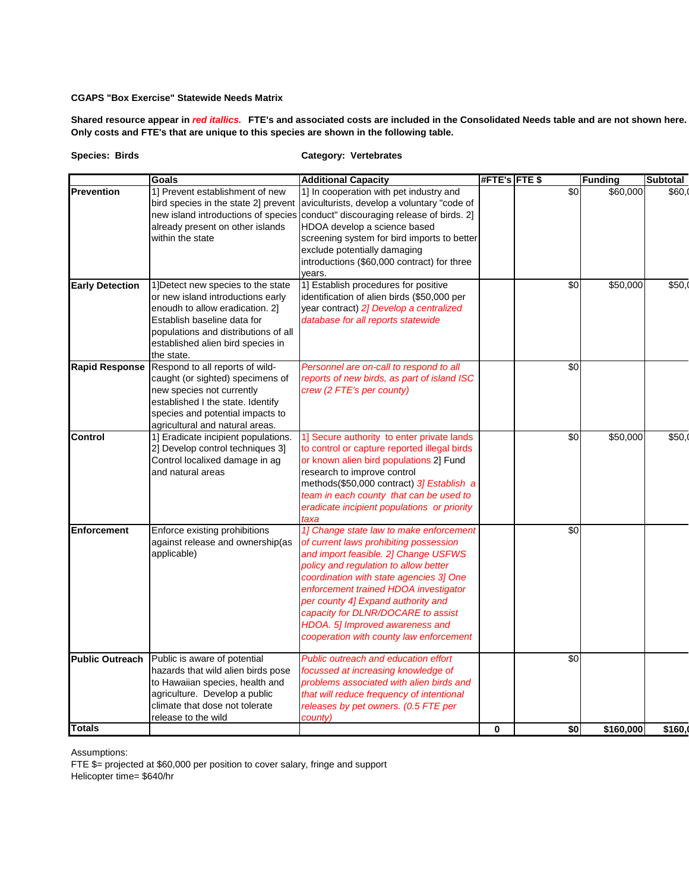**CGAPS "Box Exercise" Statewide Needs Matrix**

**Shared resource appear in *red itallics.* FTE's and associated costs are included in the Consolidated Needs table and are not shown here. Only costs and FTE's that are unique to this species are shown in the following table.**

**Species: Birds** **Category: Vertebrates**

| | Goals | Additional Capacity | #FTE's | FTE $ | Funding | Subtotal |
|---|---|---|---|---|---|---|
| **Prevention** | 1] Prevent establishment of new bird species in the state 2] prevent new island introductions of species already present on other islands within the state | 1] In cooperation with pet industry and aviculturists, develop a voluntary "code of conduct" discouraging release of birds. 2] HDOA develop a science based screening system for bird imports to better exclude potentially damaging introductions ($60,000 contract) for three years. | | $0 | $60,000 | $60,( |
| **Early Detection** | 1]Detect new species to the state or new island introductions early enoudh to allow eradication. 2] Establish baseline data for populations and distributions of all established alien bird species in the state. | 1] Establish procedures for positive identification of alien birds ($50,000 per year contract) *2] Develop a centralized database for all reports statewide* | | $0 | $50,000 | $50,( |
| **Rapid Response** | Respond to all reports of wild-caught (or sighted) specimens of new species not currently established I the state. Identify species and potential impacts to agricultural and natural areas. | *Personnel are on-call to respond to all reports of new birds, as part of island ISC crew (2 FTE's per county)* | | $0 | | |
| **Control** | 1] Eradicate incipient populations. 2] Develop control techniques 3] Control localized damage in ag and natural areas | *1] Secure authority to enter private lands to control or capture reported illegal birds or known alien bird populations* 2] Fund research to improve control methods($50,000 contract) *3] Establish a team in each county that can be used to eradicate incipient populations or priority taxa* | | $0 | $50,000 | $50,( |
| **Enforcement** | Enforce existing prohibitions against release and ownership(as applicable) | *1] Change state law to make enforcement of current laws prohibiting possession and import feasible. 2] Change USFWS policy and regulation to allow better coordination with state agencies 3] One enforcement trained HDOA investigator per county 4] Expand authority and capacity for DLNR/DOCARE to assist HDOA. 5] Improved awareness and cooperation with county law enforcement* | | $0 | | |
| **Public Outreach** | Public is aware of potential hazards that wild alien birds pose to Hawaiian species, health and agriculture. Develop a public climate that dose not tolerate release to the wild | *Public outreach and education effort focussed at increasing knowledge of problems associated with alien birds and that will reduce frequency of intentional releases by pet owners. (0.5 FTE per county)* | | $0 | | |
| **Totals** | | | 0 | $0 | $160,000 | $160,( |

Assumptions:
FTE $= projected at $60,000 per position to cover salary, fringe and support
Helicopter time= $640/hr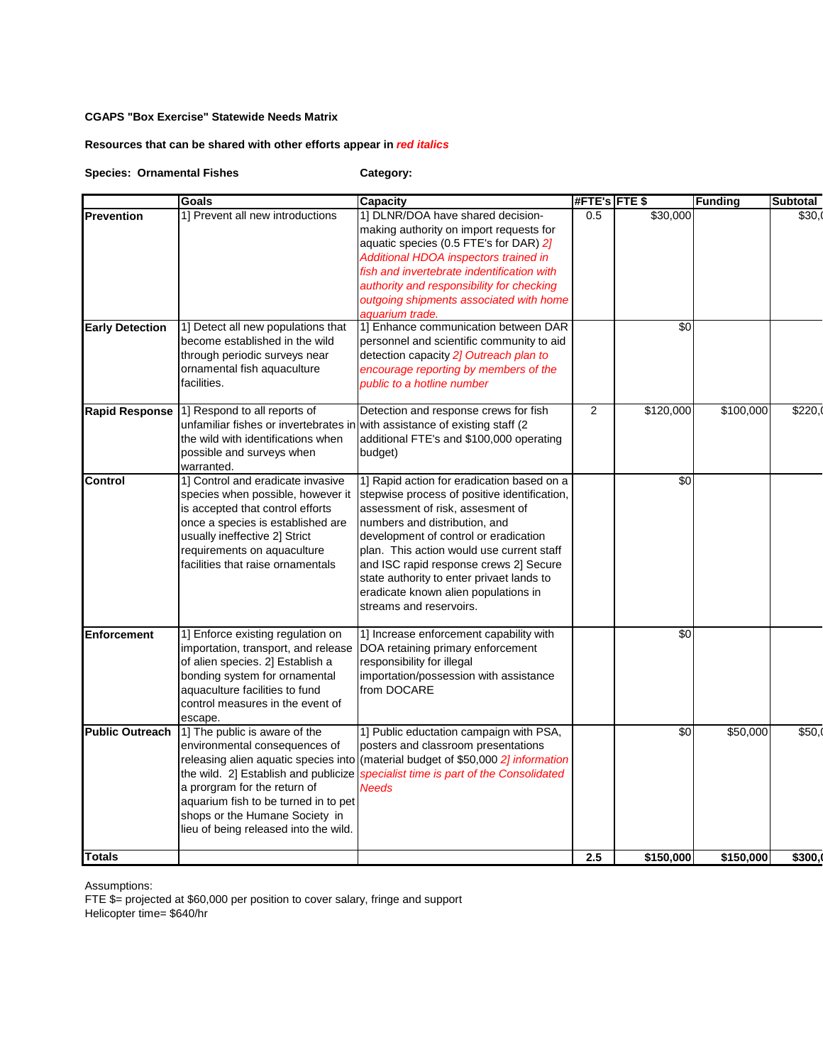**CGAPS "Box Exercise" Statewide Needs Matrix**

**Resources that can be shared with other efforts appear in *red italics***

**Species: Ornamental Fishes** **Category:**

| | Goals | Capacity | #FTE's | FTE $ | Funding | Subtotal |
|---|---|---|---|---|---|---|
| **Prevention** | 1] Prevent all new introductions | 1] DLNR/DOA have shared decision-making authority on import requests for aquatic species (0.5 FTE's for DAR) *2] Additional HDOA inspectors trained in fish and invertebrate indentification with authority and responsibility for checking outgoing shipments associated with home aquarium trade.* | 0.5 | $30,000 | | $30,( |
| **Early Detection** | 1] Detect all new populations that become established in the wild through periodic surveys near ornamental fish aquaculture facilities. | 1] Enhance communication between DAR personnel and scientific community to aid detection capacity *2] Outreach plan to encourage reporting by members of the public to a hotline number* | | $0 | | |
| **Rapid Response** | 1] Respond to all reports of unfamiliar fishes or invertebrates in the wild with identifications when possible and surveys when warranted. | Detection and response crews for fish with assistance of existing staff (2 additional FTE's and $100,000 operating budget) | 2 | $120,000 | $100,000 | $220,( |
| **Control** | 1] Control and eradicate invasive species when possible, however it is accepted that control efforts once a species is established are usually ineffective 2] Strict requirements on aquaculture facilities that raise ornamentals | 1] Rapid action for eradication based on a stepwise process of positive identification, assessment of risk, assesment of numbers and distribution, and development of control or eradication plan. This action would use current staff and ISC rapid response crews 2] Secure state authority to enter privaet lands to eradicate known alien populations in streams and reservoirs. | | $0 | | |
| **Enforcement** | 1] Enforce existing regulation on importation, transport, and release of alien species. 2] Establish a bonding system for ornamental aquaculture facilities to fund control measures in the event of escape. | 1] Increase enforcement capability with DOA retaining primary enforcement responsibility for illegal importation/possession with assistance from DOCARE | | $0 | | |
| **Public Outreach** | 1] The public is aware of the environmental consequences of releasing alien aquatic species into the wild. 2] Establish and publicize a prorgram for the return of aquarium fish to be turned in to pet shops or the Humane Society in lieu of being released into the wild. | 1] Public eductation campaign with PSA, posters and classroom presentations (material budget of $50,000 *2] information specialist time is part of the Consolidated Needs* | | $0 | $50,000 | $50,( |
| **Totals** | | | **2.5** | **$150,000** | **$150,000** | **$300,(** |

Assumptions:
FTE $= projected at $60,000 per position to cover salary, fringe and support
Helicopter time= $640/hr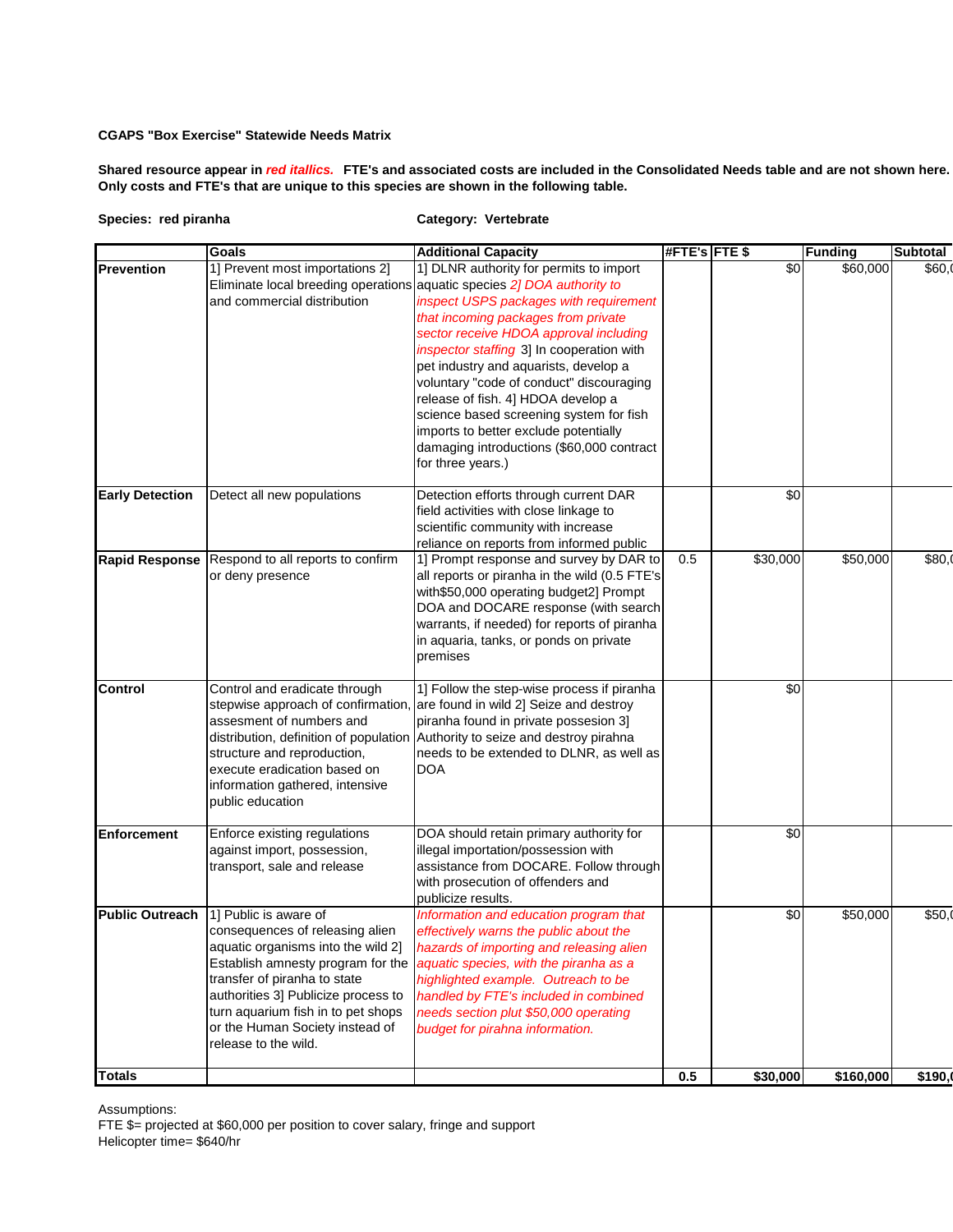**CGAPS "Box Exercise" Statewide Needs Matrix**

**Shared resource appear in *red itallics.* FTE's and associated costs are included in the Consolidated Needs table and are not shown here. Only costs and FTE's that are unique to this species are shown in the following table.**

**Species: red piranha** **Category: Vertebrate**

| | Goals | Additional Capacity | #FTE's | FTE $ | Funding | Subtotal |
|---|---|---|---|---|---|---|
| **Prevention** | 1] Prevent most importations 2] Eliminate local breeding operations and commercial distribution | 1] DLNR authority for permits to import aquatic species *2] DOA authority to inspect USPS packages with requirement that incoming packages from private sector receive HDOA approval including inspector staffing* 3] In cooperation with pet industry and aquarists, develop a voluntary "code of conduct" discouraging release of fish. 4] HDOA develop a science based screening system for fish imports to better exclude potentially damaging introductions ($60,000 contract for three years.) | | $0 | $60,000 | $60,( |
| **Early Detection** | Detect all new populations | Detection efforts through current DAR field activities with close linkage to scientific community with increase reliance on reports from informed public | | $0 | | |
| **Rapid Response** | Respond to all reports to confirm or deny presence | 1] Prompt response and survey by DAR to all reports or piranha in the wild (0.5 FTE's with$50,000 operating budget2] Prompt DOA and DOCARE response (with search warrants, if needed) for reports of piranha in aquaria, tanks, or ponds on private premises | 0.5 | $30,000 | $50,000 | $80,( |
| **Control** | Control and eradicate through stepwise approach of confirmation, assesment of numbers and distribution, definition of population structure and reproduction, execute eradication based on information gathered, intensive public education | 1] Follow the step-wise process if piranha are found in wild 2] Seize and destroy piranha found in private possesion 3] Authority to seize and destroy pirahna needs to be extended to DLNR, as well as DOA | | $0 | | |
| **Enforcement** | Enforce existing regulations against import, possession, transport, sale and release | DOA should retain primary authority for illegal importation/possession with assistance from DOCARE. Follow through with prosecution of offenders and publicize results. | | $0 | | |
| **Public Outreach** | 1] Public is aware of consequences of releasing alien aquatic organisms into the wild 2] Establish amnesty program for the transfer of piranha to state authorities 3] Publicize process to turn aquarium fish in to pet shops or the Human Society instead of release to the wild. | *Information and education program that effectively warns the public about the hazards of importing and releasing alien aquatic species, with the piranha as a highlighted example. Outreach to be handled by FTE's included in combined needs section plut $50,000 operating budget for pirahna information.* | | $0 | $50,000 | $50,( |
| **Totals** | | | **0.5** | **$30,000** | **$160,000** | **$190,(** |

Assumptions:
FTE $= projected at $60,000 per position to cover salary, fringe and support
Helicopter time= $640/hr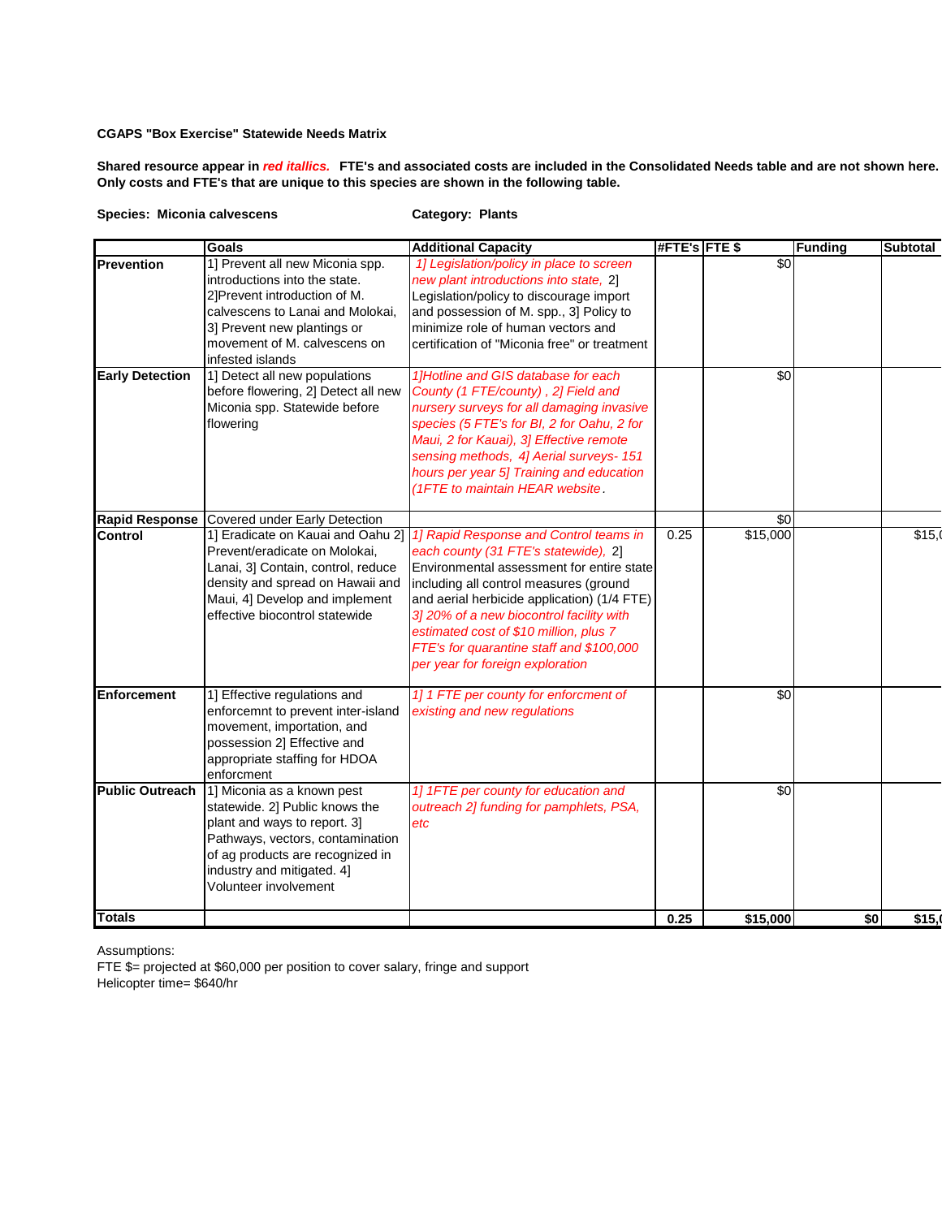**CGAPS "Box Exercise" Statewide Needs Matrix**

**Shared resource appear in *red itallics.* FTE's and associated costs are included in the Consolidated Needs table and are not shown here. Only costs and FTE's that are unique to this species are shown in the following table.**

**Species: Miconia calvescens** | **Category: Plants**

| | Goals | Additional Capacity | #FTE's | FTE $ | Funding | Subtotal |
|---|---|---|---|---|---|---|
| **Prevention** | 1] Prevent all new Miconia spp. introductions into the state. 2]Prevent introduction of M. calvescens to Lanai and Molokai, 3] Prevent new plantings or movement of M. calvescens on infested islands | *1] Legislation/policy in place to screen new plant introductions into state,* 2] Legislation/policy to discourage import and possession of M. spp., 3] Policy to minimize role of human vectors and certification of "Miconia free" or treatment | | $0 | | |
| **Early Detection** | 1] Detect all new populations before flowering, 2] Detect all new Miconia spp. Statewide before flowering | *1]Hotline and GIS database for each County (1 FTE/county) , 2] Field and nursery surveys for all damaging invasive species (5 FTE's for BI, 2 for Oahu, 2 for Maui, 2 for Kauai), 3] Effective remote sensing methods, 4] Aerial surveys- 151 hours per year 5] Training and education (1FTE to maintain HEAR website*. | | $0 | | |
| **Rapid Response** | Covered under Early Detection | | | $0 | | |
| **Control** | 1] Eradicate on Kauai and Oahu 2] Prevent/eradicate on Molokai, Lanai, 3] Contain, control, reduce density and spread on Hawaii and Maui, 4] Develop and implement effective biocontrol statewide | *1] Rapid Response and Control teams in each county (31 FTE's statewide),* 2] Environmental assessment for entire state including all control measures (ground and aerial herbicide application) (1/4 FTE) *3] 20% of a new biocontrol facility with estimated cost of $10 million, plus 7 FTE's for quarantine staff and $100,000 per year for foreign exploration* | 0.25 | $15,000 | | $15,( |
| **Enforcement** | 1] Effective regulations and enforcemnt to prevent inter-island movement, importation, and possession 2] Effective and appropriate staffing for HDOA enforcment | *1] 1 FTE per county for enforcment of existing and new regulations* | | $0 | | |
| **Public Outreach** | 1] Miconia as a known pest statewide. 2] Public knows the plant and ways to report. 3] Pathways, vectors, contamination of ag products are recognized in industry and mitigated. 4] Volunteer involvement | *1] 1FTE per county for education and outreach 2] funding for pamphlets, PSA, etc* | | $0 | | |
| **Totals** | | | **0.25** | **$15,000** | **$0** | **$15,(** |

Assumptions:
FTE $= projected at $60,000 per position to cover salary, fringe and support
Helicopter time= $640/hr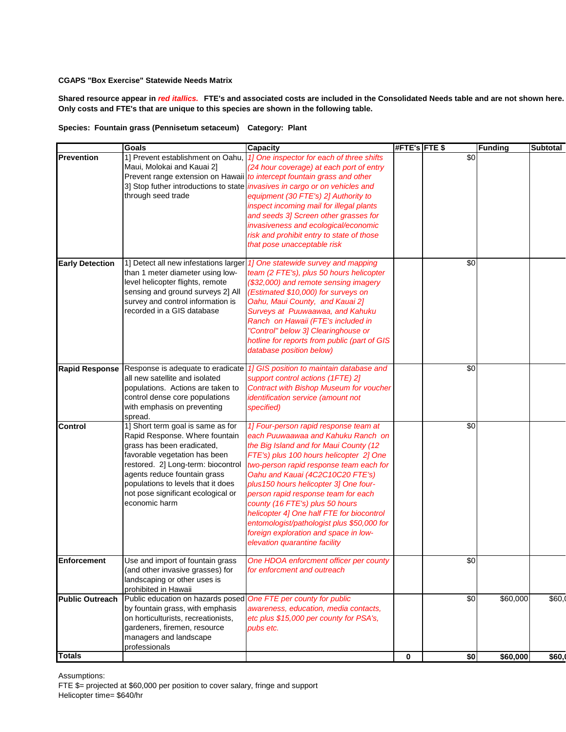**CGAPS "Box Exercise" Statewide Needs Matrix**

**Shared resource appear in *red itallics.* FTE's and associated costs are included in the Consolidated Needs table and are not shown here. Only costs and FTE's that are unique to this species are shown in the following table.**

**Species: Fountain grass (Pennisetum setaceum) Category: Plant**

| | Goals | Capacity | #FTE's | FTE $ | Funding | Subtotal |
|---|---|---|---|---|---|---|
| **Prevention** | 1] Prevent establishment on Oahu, Maui, Molokai and Kauai 2] Prevent range extension on Hawaii 3] Stop futher introductions to state through seed trade | *1] One inspector for each of three shifts (24 hour coverage) at each port of entry to intercept fountain grass and other invasives in cargo or on vehicles and equipment (30 FTE's) 2] Authority to inspect incoming mail for illegal plants and seeds 3] Screen other grasses for invasiveness and ecological/economic risk and prohibit entry to state of those that pose unacceptable risk* | | $0 | | |
| **Early Detection** | 1] Detect all new infestations larger than 1 meter diameter using low-level helicopter flights, remote sensing and ground surveys 2] All survey and control information is recorded in a GIS database | *1] One statewide survey and mapping team (2 FTE's), plus 50 hours helicopter ($32,000) and remote sensing imagery (Estimated $10,000) for surveys on Oahu, Maui County, and Kauai 2] Surveys at Puuwaawaa, and Kahuku Ranch on Hawaii (FTE's included in "Control" below 3] Clearinghouse or hotline for reports from public (part of GIS database position below)* | | $0 | | |
| **Rapid Response** | Response is adequate to eradicate all new satellite and isolated populations. Actions are taken to control dense core populations with emphasis on preventing spread. | *1] GIS position to maintain database and support control actions (1FTE) 2] Contract with Bishop Museum for voucher identification service (amount not specified)* | | $0 | | |
| **Control** | 1] Short term goal is same as for Rapid Response. Where fountain grass has been eradicated, favorable vegetation has been restored. 2] Long-term: biocontrol agents reduce fountain grass populations to levels that it does not pose significant ecological or economic harm | *1] Four-person rapid response team at each Puuwaawaa and Kahuku Ranch on the Big Island and for Maui County (12 FTE's) plus 100 hours helicopter 2] One two-person rapid response team each for Oahu and Kauai (4C2C10C20 FTE's) plus150 hours helicopter 3] One four-person rapid response team for each county (16 FTE's) plus 50 hours helicopter 4] One half FTE for biocontrol entomologist/pathologist plus $50,000 for foreign exploration and space in low-elevation quarantine facility* | | $0 | | |
| **Enforcement** | Use and import of fountain grass (and other invasive grasses) for landscaping or other uses is prohibited in Hawaii | *One HDOA enforcment officer per county for enforcment and outreach* | | $0 | | |
| **Public Outreach** | Public education on hazards posed by fountain grass, with emphasis on horticulturists, recreationists, gardeners, firemen, resource managers and landscape professionals | *One FTE per county for public awareness, education, media contacts, etc plus $15,000 per county for PSA's, pubs etc.* | | $0 | $60,000 | $60,( |
| **Totals** | | | **0** | **$0** | **$60,000** | **$60,(** |

Assumptions:
FTE $= projected at $60,000 per position to cover salary, fringe and support
Helicopter time= $640/hr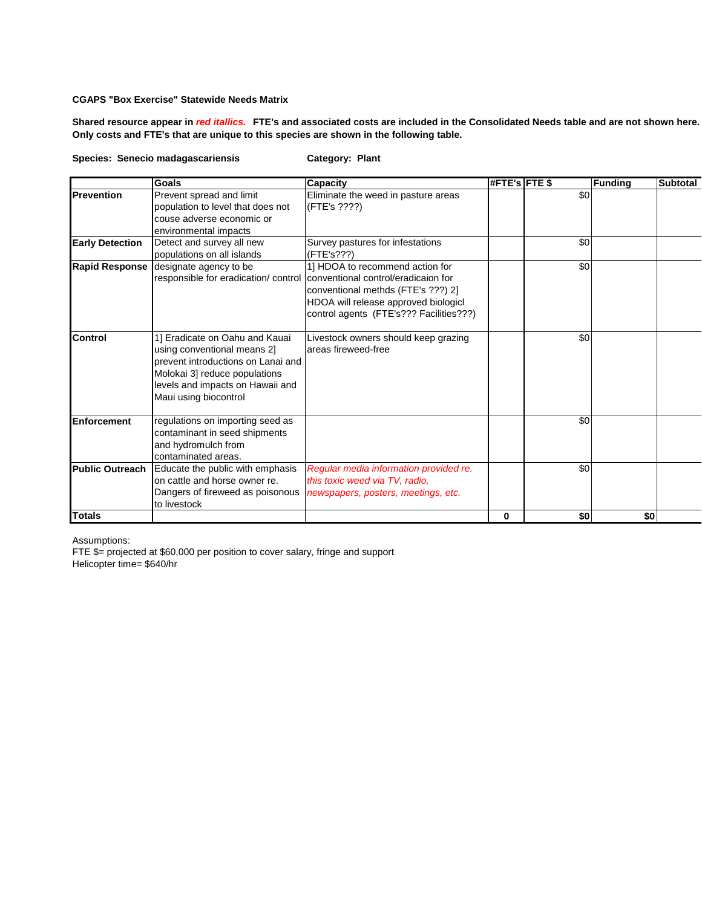**CGAPS "Box Exercise" Statewide Needs Matrix**

**Shared resource appear in *red itallics.* FTE's and associated costs are included in the Consolidated Needs table and are not shown here. Only costs and FTE's that are unique to this species are shown in the following table.**

**Species: Senecio madagascariensis** **Category: Plant**

| | Goals | Capacity | #FTE's | FTE $ | Funding | Subtotal |
|---|---|---|---|---|---|---|
| **Prevention** | Prevent spread and limit population to level that does not couse adverse economic or environmental impacts | Eliminate the weed in pasture areas (FTE's ????) | | $0 | | |
| **Early Detection** | Detect and survey all new populations on all islands | Survey pastures for infestations (FTE's???) | | $0 | | |
| **Rapid Response** | designate agency to be responsible for eradication/ control | 1] HDOA to recommend action for conventional control/eradicaion for conventional methds (FTE's ???) 2] HDOA will release approved biologicl control agents (FTE's??? Facilities???) | | $0 | | |
| **Control** | 1] Eradicate on Oahu and Kauai using conventional means 2] prevent introductions on Lanai and Molokai 3] reduce populations levels and impacts on Hawaii and Maui using biocontrol | Livestock owners should keep grazing areas fireweed-free | | $0 | | |
| **Enforcement** | regulations on importing seed as contaminant in seed shipments and hydromulch from contaminated areas. | | | $0 | | |
| **Public Outreach** | Educate the public with emphasis on cattle and horse owner re. Dangers of fireweed as poisonous to livestock | *Regular media information provided re. this toxic weed via TV, radio, newspapers, posters, meetings, etc.* | | $0 | | |
| **Totals** | | | **0** | **$0** | **$0** | |

Assumptions:
FTE $= projected at $60,000 per position to cover salary, fringe and support
Helicopter time= $640/hr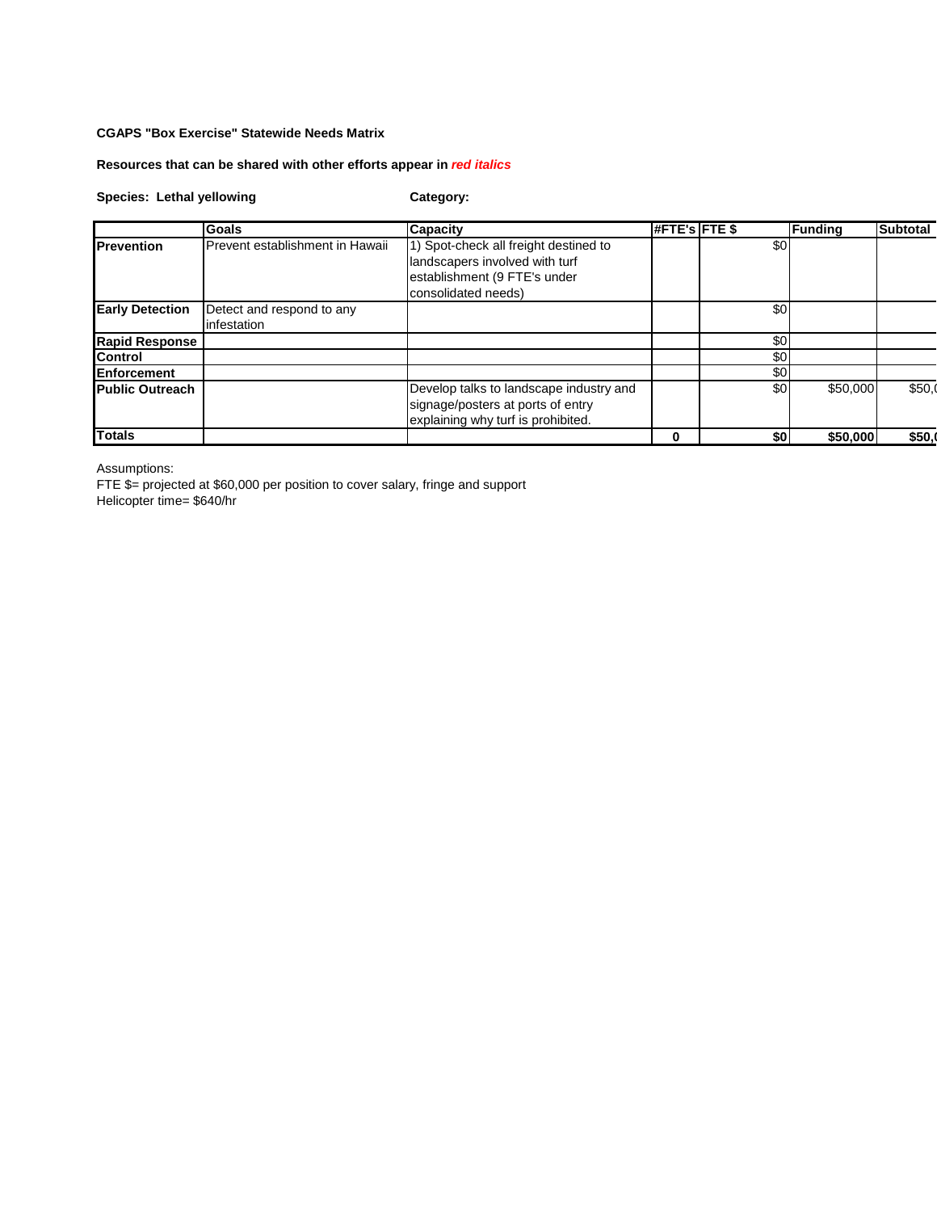**CGAPS "Box Exercise" Statewide Needs Matrix**

**Resources that can be shared with other efforts appear in *red italics***

**Species: Lethal yellowing** **Category:**

| | Goals | Capacity | #FTE's | FTE $ | Funding | Subtotal |
|---|---|---|---|---|---|---|
| **Prevention** | Prevent establishment in Hawaii | 1) Spot-check all freight destined to landscapers involved with turf establishment (9 FTE's under consolidated needs) | | $0 | | |
| **Early Detection** | Detect and respond to any infestation | | | $0 | | |
| **Rapid Response** | | | | $0 | | |
| **Control** | | | | $0 | | |
| **Enforcement** | | | | $0 | | |
| **Public Outreach** | | Develop talks to landscape industry and signage/posters at ports of entry explaining why turf is prohibited. | | $0 | $50,000 | $50,( |
| **Totals** | | | **0** | **$0** | **$50,000** | **$50,(** |

Assumptions:
FTE $= projected at $60,000 per position to cover salary, fringe and support
Helicopter time= $640/hr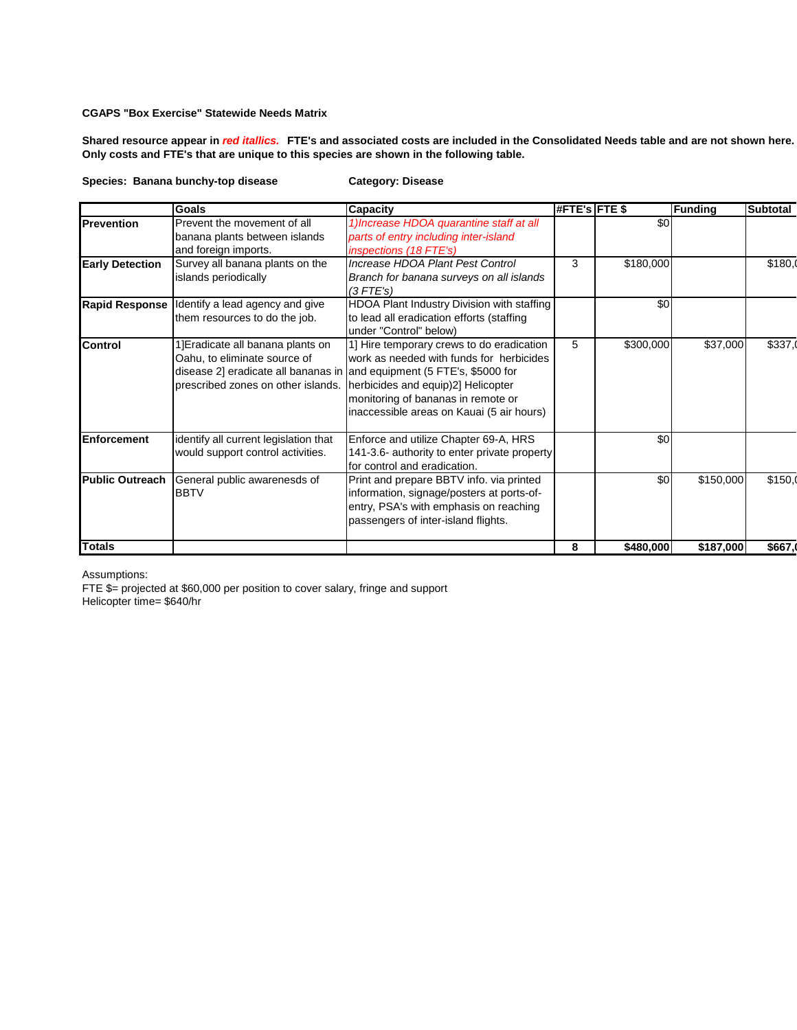**CGAPS "Box Exercise" Statewide Needs Matrix**

**Shared resource appear in *red itallics.* FTE's and associated costs are included in the Consolidated Needs table and are not shown here. Only costs and FTE's that are unique to this species are shown in the following table.**

**Species: Banana bunchy-top disease** **Category: Disease**

| | Goals | Capacity | #FTE's | FTE $ | Funding | Subtotal |
|---|---|---|---|---|---|---|
| **Prevention** | Prevent the movement of all banana plants between islands and foreign imports. | *1)Increase HDOA quarantine staff at all parts of entry including inter-island inspections (18 FTE's)* | | $0 | | |
| **Early Detection** | Survey all banana plants on the islands periodically | *Increase HDOA Plant Pest Control Branch for banana surveys on all islands (3 FTE's)* | 3 | $180,000 | | $180,( |
| **Rapid Response** | Identify a lead agency and give them resources to do the job. | HDOA Plant Industry Division with staffing to lead all eradication efforts (staffing under "Control" below) | | $0 | | |
| **Control** | 1]Eradicate all banana plants on Oahu, to eliminate source of disease 2] eradicate all bananas in prescribed zones on other islands. | 1] Hire temporary crews to do eradication work as needed with funds for herbicides and equipment (5 FTE's, $5000 for herbicides and equip)2] Helicopter monitoring of bananas in remote or inaccessible areas on Kauai (5 air hours) | 5 | $300,000 | $37,000 | $337,( |
| **Enforcement** | identify all current legislation that would support control activities. | Enforce and utilize Chapter 69-A, HRS 141-3.6- authority to enter private property for control and eradication. | | $0 | | |
| **Public Outreach** | General public awarenesds of BBTV | Print and prepare BBTV info. via printed information, signage/posters at ports-of-entry, PSA's with emphasis on reaching passengers of inter-island flights. | | $0 | $150,000 | $150,( |
| **Totals** | | | **8** | **$480,000** | **$187,000** | **$667,(** |

Assumptions:
FTE $= projected at $60,000 per position to cover salary, fringe and support
Helicopter time= $640/hr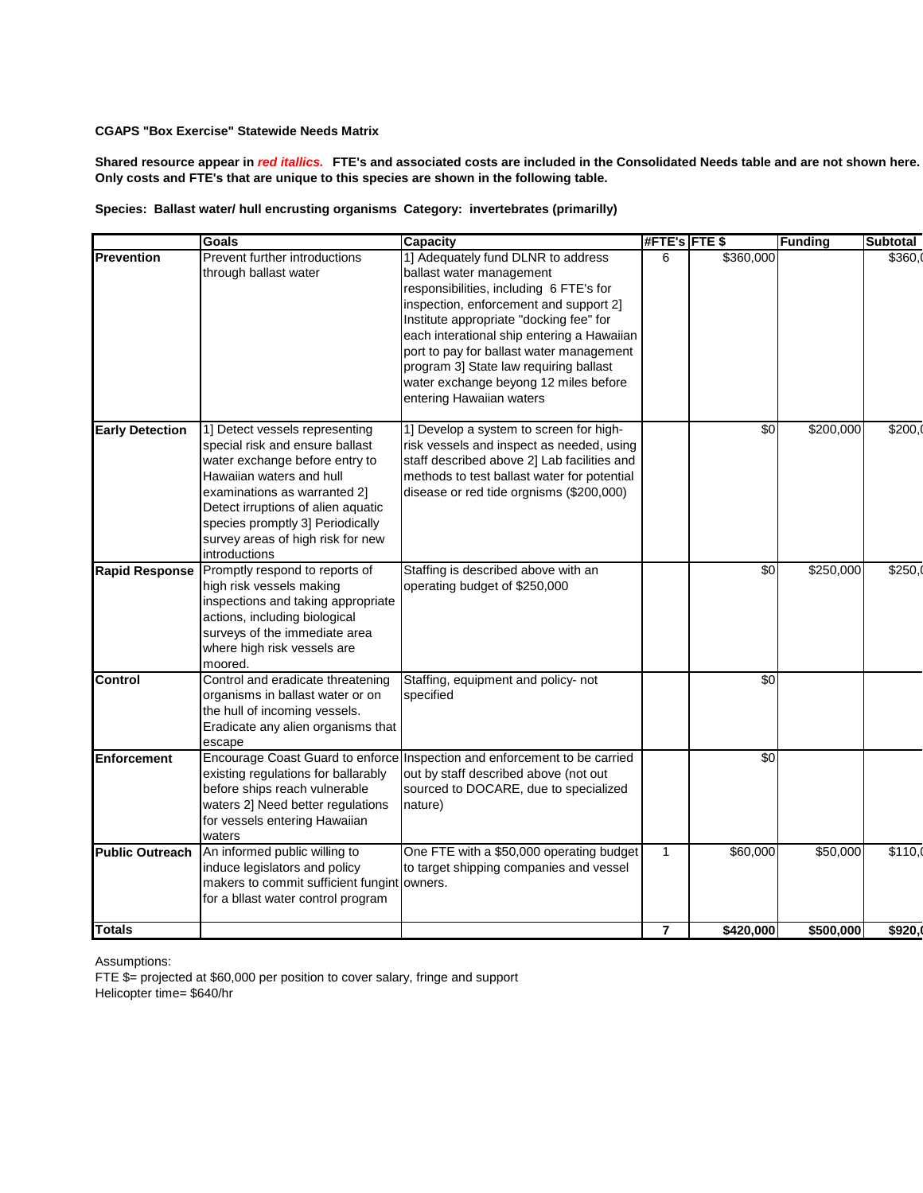**CGAPS "Box Exercise" Statewide Needs Matrix**

**Shared resource appear in *red itallics.* FTE's and associated costs are included in the Consolidated Needs table and are not shown here. Only costs and FTE's that are unique to this species are shown in the following table.**

**Species: Ballast water/ hull encrusting organisms Category: invertebrates (primarilly)**

| | Goals | Capacity | #FTE's | FTE $ | Funding | Subtotal |
|---|---|---|---|---|---|---|
| **Prevention** | Prevent further introductions through ballast water | 1] Adequately fund DLNR to address ballast water management responsibilities, including 6 FTE's for inspection, enforcement and support 2] Institute appropriate "docking fee" for each interational ship entering a Hawaiian port to pay for ballast water management program 3] State law requiring ballast water exchange beyong 12 miles before entering Hawaiian waters | 6 | $360,000 | | $360,( |
| **Early Detection** | 1] Detect vessels representing special risk and ensure ballast water exchange before entry to Hawaiian waters and hull examinations as warranted 2] Detect irruptions of alien aquatic species promptly 3] Periodically survey areas of high risk for new introductions | 1] Develop a system to screen for high-risk vessels and inspect as needed, using staff described above 2] Lab facilities and methods to test ballast water for potential disease or red tide orgnisms ($200,000) | | $0 | $200,000 | $200,( |
| **Rapid Response** | Promptly respond to reports of high risk vessels making inspections and taking appropriate actions, including biological surveys of the immediate area where high risk vessels are moored. | Staffing is described above with an operating budget of $250,000 | | $0 | $250,000 | $250,( |
| **Control** | Control and eradicate threatening organisms in ballast water or on the hull of incoming vessels. Eradicate any alien organisms that escape | Staffing, equipment and policy- not specified | | $0 | | |
| **Enforcement** | Encourage Coast Guard to enforce existing regulations for ballarably before ships reach vulnerable waters 2] Need better regulations for vessels entering Hawaiian waters | Inspection and enforcement to be carried out by staff described above (not out sourced to DOCARE, due to specialized nature) | | $0 | | |
| **Public Outreach** | An informed public willing to induce legislators and policy makers to commit sufficient fungint for a bllast water control program | One FTE with a $50,000 operating budget to target shipping companies and vessel owners. | 1 | $60,000 | $50,000 | $110,( |
| **Totals** | | | **7** | **$420,000** | **$500,000** | **$920,(** |

Assumptions:
FTE $= projected at $60,000 per position to cover salary, fringe and support
Helicopter time= $640/hr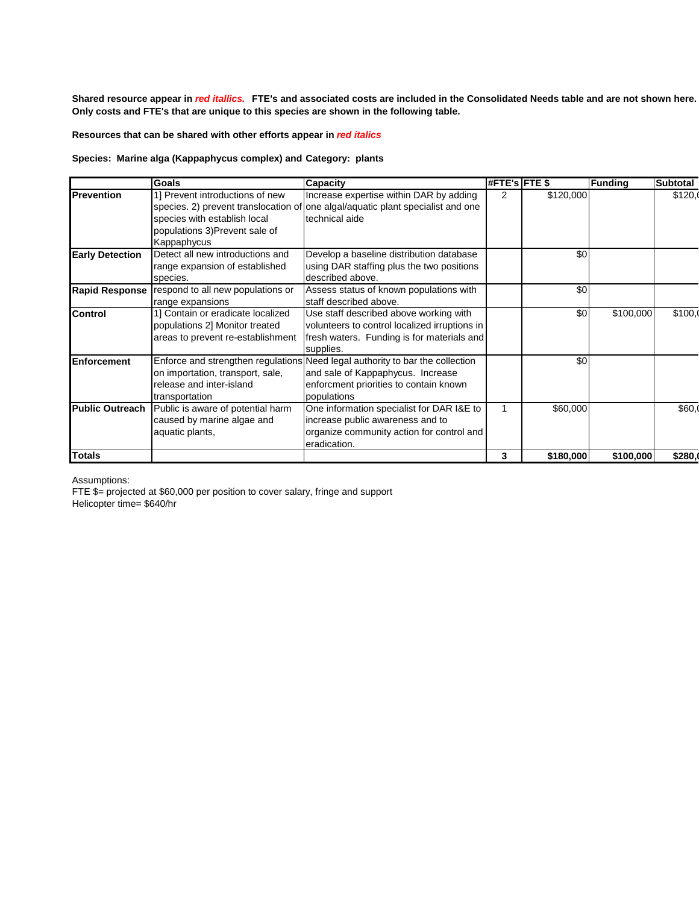**Shared resource appear in *red itallics.* FTE's and associated costs are included in the Consolidated Needs table and are not shown here. Only costs and FTE's that are unique to this species are shown in the following table.**

**Resources that can be shared with other efforts appear in *red italics***

**Species: Marine alga (Kappaphycus complex) and Category: plants**

| | Goals | Capacity | #FTE's | FTE $ | Funding | Subtotal |
|---|---|---|---|---|---|---|
| **Prevention** | 1] Prevent introductions of new species. 2) prevent translocation of species with establish local populations 3)Prevent sale of Kappaphycus | Increase expertise within DAR by adding one algal/aquatic plant specialist and one technical aide | 2 | $120,000 | | $120,( |
| **Early Detection** | Detect all new introductions and range expansion of established species. | Develop a baseline distribution database using DAR staffing plus the two positions described above. | | $0 | | |
| **Rapid Response** | respond to all new populations or range expansions | Assess status of known populations with staff described above. | | $0 | | |
| **Control** | 1] Contain or eradicate localized populations 2] Monitor treated areas to prevent re-establishment | Use staff described above working with volunteers to control localized irruptions in fresh waters. Funding is for materials and supplies. | | $0 | $100,000 | $100,( |
| **Enforcement** | Enforce and strengthen regulations on importation, transport, sale, release and inter-island transportation | Need legal authority to bar the collection and sale of Kappaphycus. Increase enforcment priorities to contain known populations | | $0 | | |
| **Public Outreach** | Public is aware of potential harm caused by marine algae and aquatic plants, | One information specialist for DAR I&E to increase public awareness and to organize community action for control and eradication. | 1 | $60,000 | | $60,( |
| **Totals** | | | **3** | **$180,000** | **$100,000** | **$280,(** |

Assumptions:
FTE $= projected at $60,000 per position to cover salary, fringe and support
Helicopter time= $640/hr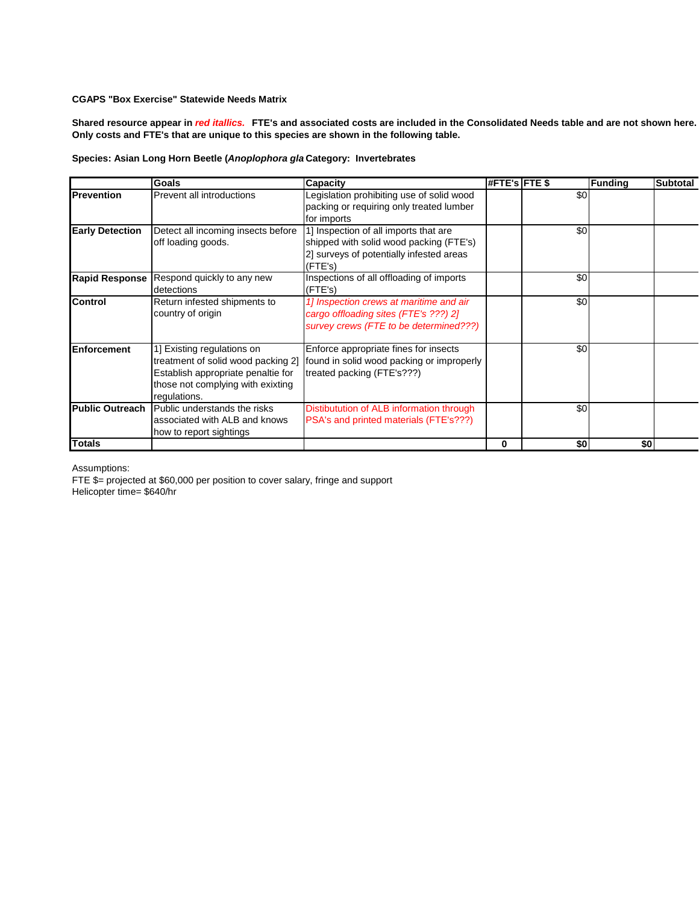**CGAPS "Box Exercise" Statewide Needs Matrix**

**Shared resource appear in *red itallics.* FTE's and associated costs are included in the Consolidated Needs table and are not shown here. Only costs and FTE's that are unique to this species are shown in the following table.**

**Species: Asian Long Horn Beetle (*Anoplophora gla* Category: Invertebrates**

| | Goals | Capacity | #FTE's | FTE $ | Funding | Subtotal |
|---|---|---|---|---|---|---|
| **Prevention** | Prevent all introductions | Legislation prohibiting use of solid wood packing or requiring only treated lumber for imports | | $0 | | |
| **Early Detection** | Detect all incoming insects before off loading goods. | 1] Inspection of all imports that are shipped with solid wood packing (FTE's) 2] surveys of potentially infested areas (FTE's) | | $0 | | |
| **Rapid Response** | Respond quickly to any new detections | Inspections of all offloading of imports (FTE's) | | $0 | | |
| **Control** | Return infested shipments to country of origin | *1] Inspection crews at maritime and air cargo offloading sites (FTE's ???) 2] survey crews (FTE to be determined???)* | | $0 | | |
| **Enforcement** | 1] Existing regulations on treatment of solid wood packing 2] Establish appropriate penaltie for those not complying with exixting regulations. | Enforce appropriate fines for insects found in solid wood packing or improperly treated packing (FTE's???) | | $0 | | |
| **Public Outreach** | Public understands the risks associated with ALB and knows how to report sightings | Distibutution of ALB information through PSA's and printed materials (FTE's???) | | $0 | | |
| **Totals** | | | **0** | **$0** | **$0** | |

Assumptions:
FTE $= projected at $60,000 per position to cover salary, fringe and support
Helicopter time= $640/hr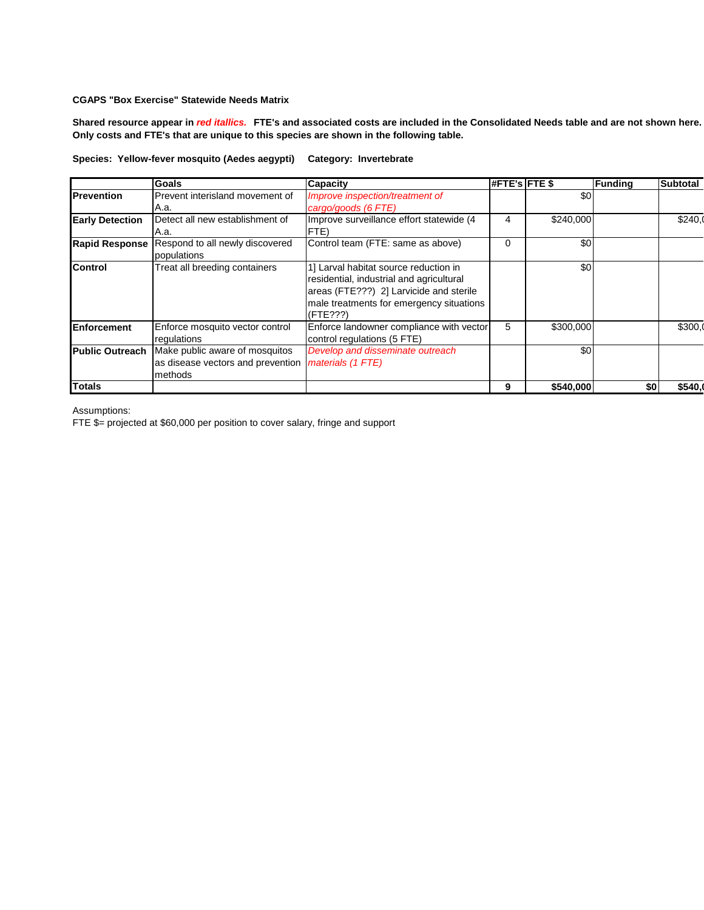**CGAPS "Box Exercise" Statewide Needs Matrix**

**Shared resource appear in *red itallics*. FTE's and associated costs are included in the Consolidated Needs table and are not shown here. Only costs and FTE's that are unique to this species are shown in the following table.**

**Species: Yellow-fever mosquito (Aedes aegypti) Category: Invertebrate**

| | Goals | Capacity | #FTE's | FTE $ | Funding | Subtotal |
|---|---|---|---|---|---|---|
| **Prevention** | Prevent interisland movement of A.a. | *Improve inspection/treatment of cargo/goods (6 FTE)* | | $0 | | |
| **Early Detection** | Detect all new establishment of A.a. | Improve surveillance effort statewide (4 FTE) | 4 | $240,000 | | $240,( |
| **Rapid Response** | Respond to all newly discovered populations | Control team (FTE: same as above) | 0 | $0 | | |
| **Control** | Treat all breeding containers | 1] Larval habitat source reduction in residential, industrial and agricultural areas (FTE???) 2] Larvicide and sterile male treatments for emergency situations (FTE???) | | $0 | | |
| **Enforcement** | Enforce mosquito vector control regulations | Enforce landowner compliance with vector control regulations (5 FTE) | 5 | $300,000 | | $300,( |
| **Public Outreach** | Make public aware of mosquitos as disease vectors and prevention methods | *Develop and disseminate outreach materials (1 FTE)* | | $0 | | |
| **Totals** | | | **9** | **$540,000** | **$0** | **$540,(** |

Assumptions:
FTE $= projected at $60,000 per position to cover salary, fringe and support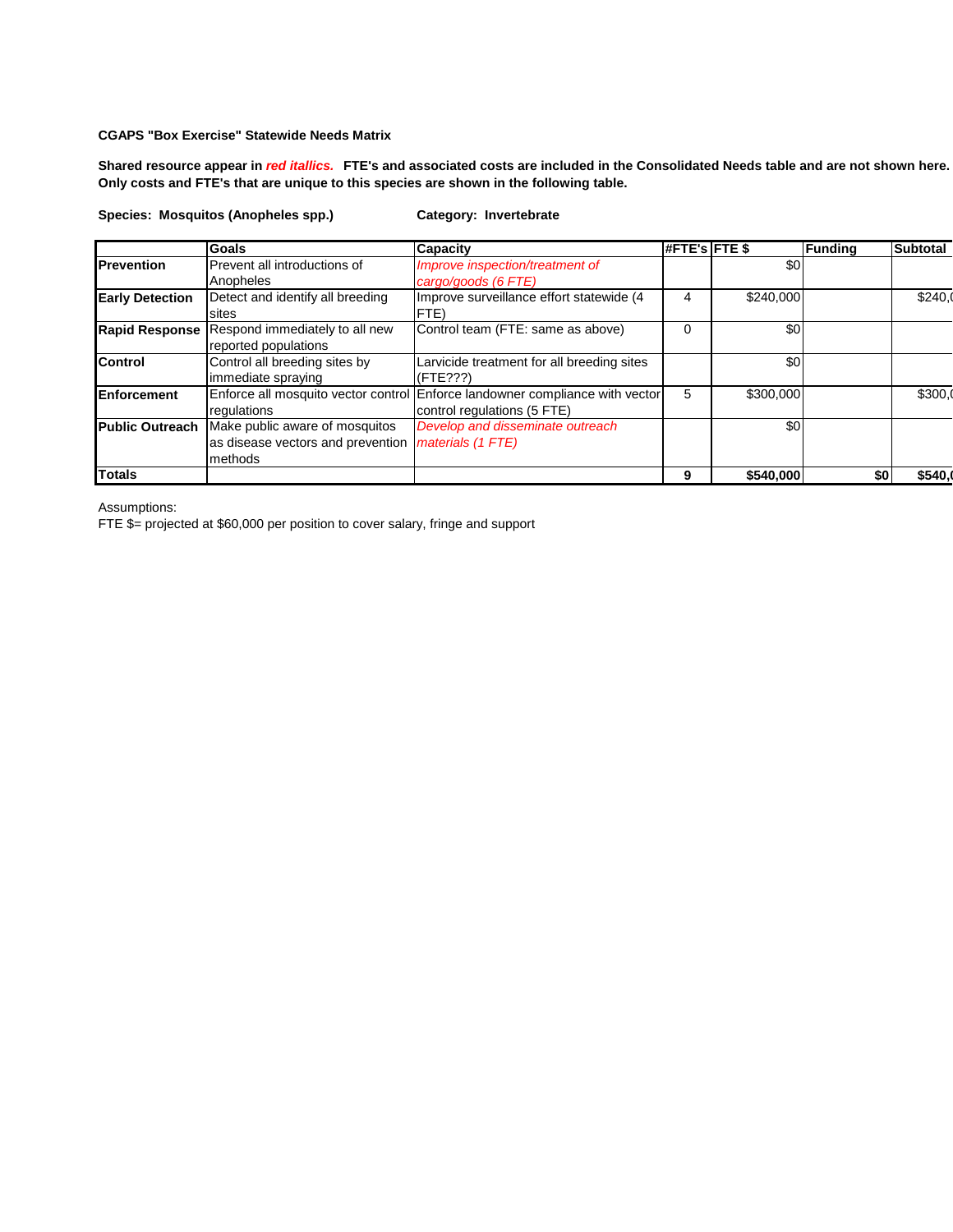**CGAPS "Box Exercise" Statewide Needs Matrix**

**Shared resource appear in *red itallics.* FTE's and associated costs are included in the Consolidated Needs table and are not shown here. Only costs and FTE's that are unique to this species are shown in the following table.**

**Species: Mosquitos (Anopheles spp.)** **Category: Invertebrate**

| | Goals | Capacity | #FTE's | FTE $ | Funding | Subtotal |
|---|---|---|---|---|---|---|
| **Prevention** | Prevent all introductions of Anopheles | *Improve inspection/treatment of cargo/goods (6 FTE)* | | $0 | | |
| **Early Detection** | Detect and identify all breeding sites | Improve surveillance effort statewide (4 FTE) | 4 | $240,000 | | $240,( |
| **Rapid Response** | Respond immediately to all new reported populations | Control team (FTE: same as above) | 0 | $0 | | |
| **Control** | Control all breeding sites by immediate spraying | Larvicide treatment for all breeding sites (FTE???) | | $0 | | |
| **Enforcement** | Enforce all mosquito vector control regulations | Enforce landowner compliance with vector control regulations (5 FTE) | 5 | $300,000 | | $300,( |
| **Public Outreach** | Make public aware of mosquitos as disease vectors and prevention methods | *Develop and disseminate outreach materials (1 FTE)* | | $0 | | |
| **Totals** | | | **9** | **$540,000** | **$0** | **$540,(** |

Assumptions:
FTE $= projected at $60,000 per position to cover salary, fringe and support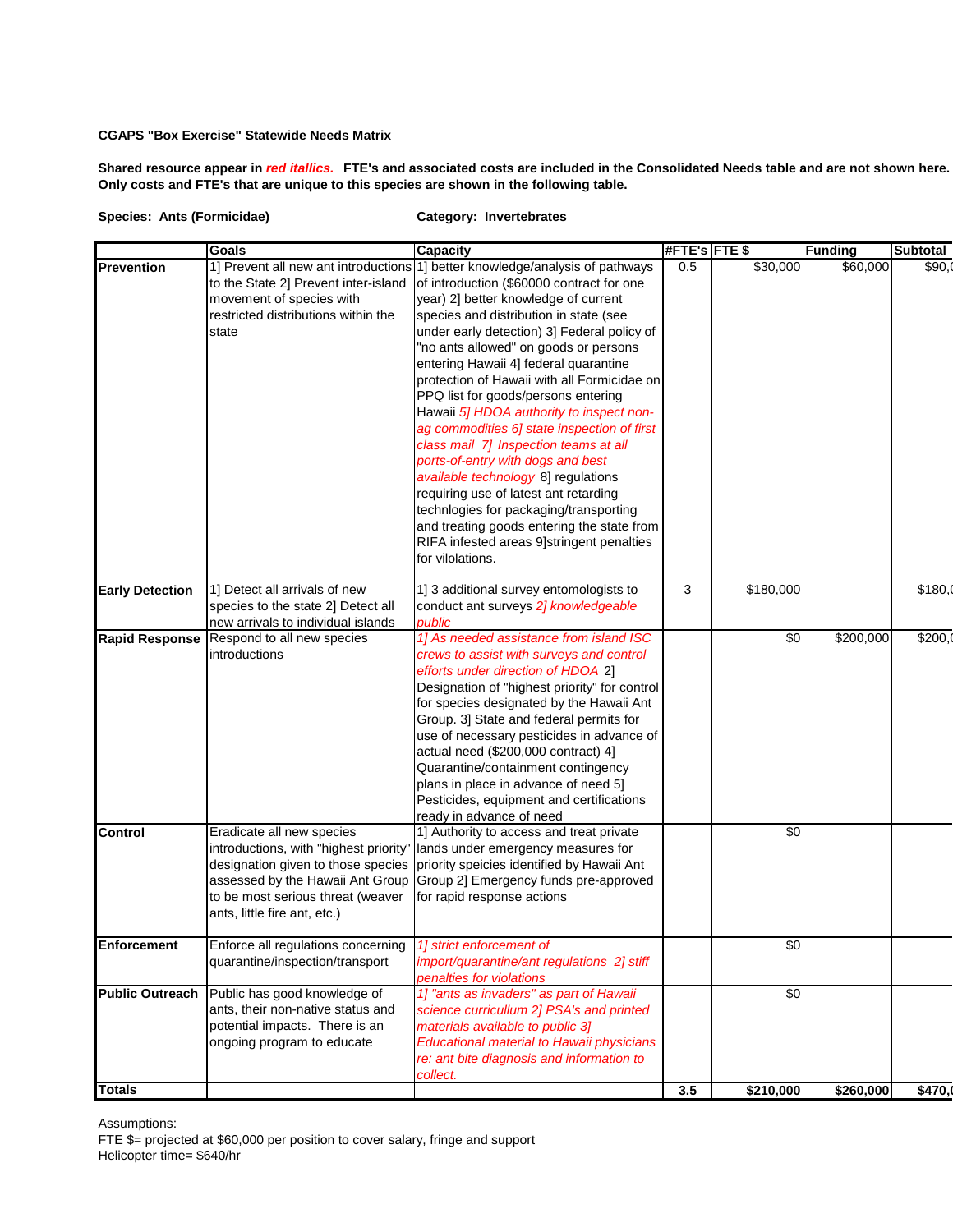**CGAPS "Box Exercise" Statewide Needs Matrix**

**Shared resource appear in *red itallics.* FTE's and associated costs are included in the Consolidated Needs table and are not shown here. Only costs and FTE's that are unique to this species are shown in the following table.**

**Species: Ants (Formicidae)** **Category: Invertebrates**

| | Goals | Capacity | #FTE's | FTE $ | Funding | Subtotal |
|---|---|---|---|---|---|---|
| **Prevention** | 1] Prevent all new ant introductions to the State 2] Prevent inter-island movement of species with restricted distributions within the state | 1] better knowledge/analysis of pathways of introduction ($60000 contract for one year) 2] better knowledge of current species and distribution in state (see under early detection) 3] Federal policy of "no ants allowed" on goods or persons entering Hawaii 4] federal quarantine protection of Hawaii with all Formicidae on PPQ list for goods/persons entering Hawaii *5] HDOA authority to inspect non-ag commodities 6] state inspection of first class mail 7] Inspection teams at all ports-of-entry with dogs and best available technology* 8] regulations requiring use of latest ant retarding technlogies for packaging/transporting and treating goods entering the state from RIFA infested areas 9]stringent penalties for vilolations. | 0.5 | $30,000 | $60,000 | $90,( |
| **Early Detection** | 1] Detect all arrivals of new species to the state 2] Detect all new arrivals to individual islands | 1] 3 additional survey entomologists to conduct ant surveys *2] knowledgeable public* | 3 | $180,000 | | $180,( |
| **Rapid Response** | Respond to all new species introductions | *1] As needed assistance from island ISC crews to assist with surveys and control efforts under direction of HDOA* 2] Designation of "highest priority" for control for species designated by the Hawaii Ant Group. 3] State and federal permits for use of necessary pesticides in advance of actual need ($200,000 contract) 4] Quarantine/containment contingency plans in place in advance of need 5] Pesticides, equipment and certifications ready in advance of need | | $0 | $200,000 | $200,( |
| **Control** | Eradicate all new species introductions, with "highest priority" designation given to those species assessed by the Hawaii Ant Group to be most serious threat (weaver ants, little fire ant, etc.) | 1] Authority to access and treat private lands under emergency measures for priority speicies identified by Hawaii Ant Group 2] Emergency funds pre-approved for rapid response actions | | $0 | | |
| **Enforcement** | Enforce all regulations concerning quarantine/inspection/transport | *1] strict enforcement of import/quarantine/ant regulations 2] stiff penalties for violations* | | $0 | | |
| **Public Outreach** | Public has good knowledge of ants, their non-native status and potential impacts. There is an ongoing program to educate | *1] "ants as invaders" as part of Hawaii science curricullum 2] PSA's and printed materials available to public 3] Educational material to Hawaii physicians re: ant bite diagnosis and information to collect.* | | $0 | | |
| **Totals** | | | **3.5** | **$210,000** | **$260,000** | **$470,(** |

Assumptions:
FTE $= projected at $60,000 per position to cover salary, fringe and support
Helicopter time= $640/hr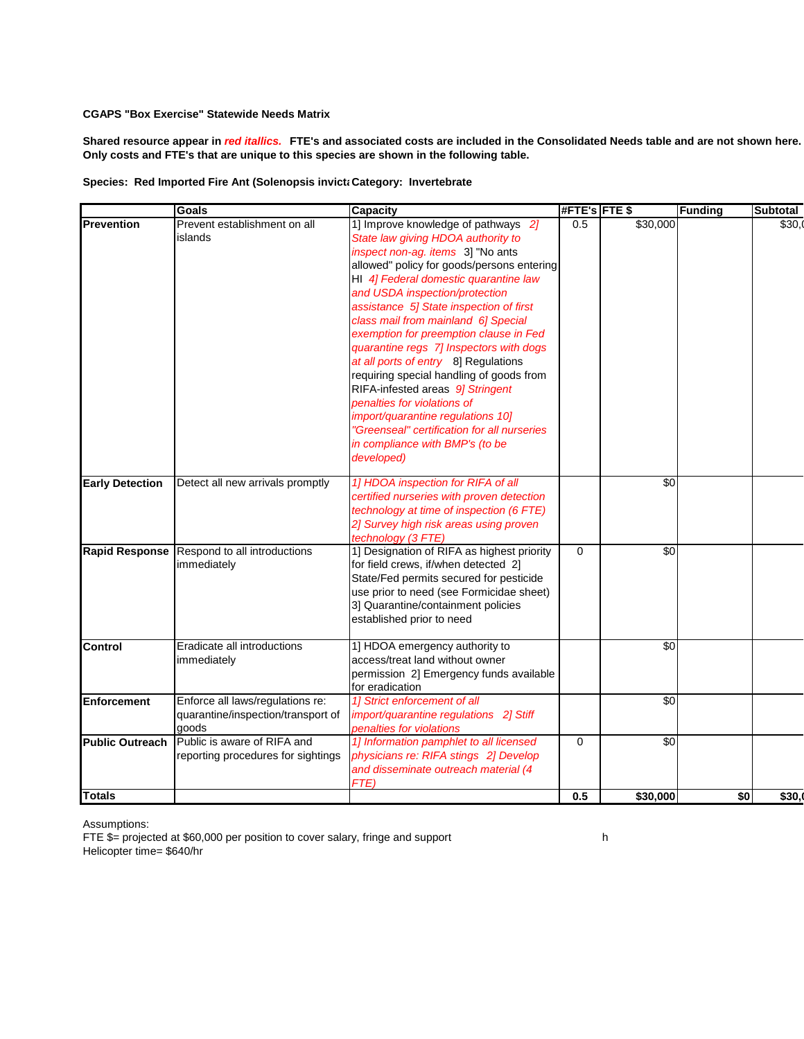**CGAPS "Box Exercise" Statewide Needs Matrix**

**Shared resource appear in *red itallics.* FTE's and associated costs are included in the Consolidated Needs table and are not shown here. Only costs and FTE's that are unique to this species are shown in the following table.**

**Species: Red Imported Fire Ant (Solenopsis invict: Category: Invertebrate**

| | Goals | Capacity | #FTE's | FTE $ | Funding | Subtotal |
|---|---|---|---|---|---|---|
| **Prevention** | Prevent establishment on all islands | 1] Improve knowledge of pathways *2] State law giving HDOA authority to inspect non-ag. items* 3] "No ants allowed" policy for goods/persons entering HI *4] Federal domestic quarantine law and USDA inspection/protection assistance 5] State inspection of first class mail from mainland 6] Special exemption for preemption clause in Fed quarantine regs 7] Inspectors with dogs at all ports of entry* 8] Regulations requiring special handling of goods from RIFA-infested areas *9] Stringent penalties for violations of import/quarantine regulations 10] "Greenseal" certification for all nurseries in compliance with BMP's (to be developed)* | 0.5 | $30,000 | | $30,( |
| **Early Detection** | Detect all new arrivals promptly | *1] HDOA inspection for RIFA of all certified nurseries with proven detection technology at time of inspection (6 FTE) 2] Survey high risk areas using proven technology (3 FTE)* | | $0 | | |
| **Rapid Response** | Respond to all introductions immediately | 1] Designation of RIFA as highest priority for field crews, if/when detected 2] State/Fed permits secured for pesticide use prior to need (see Formicidae sheet) 3] Quarantine/containment policies established prior to need | 0 | $0 | | |
| **Control** | Eradicate all introductions immediately | 1] HDOA emergency authority to access/treat land without owner permission 2] Emergency funds available for eradication | | $0 | | |
| **Enforcement** | Enforce all laws/regulations re: quarantine/inspection/transport of goods | *1] Strict enforcement of all import/quarantine regulations 2] Stiff penalties for violations* | | $0 | | |
| **Public Outreach** | Public is aware of RIFA and reporting procedures for sightings | *1] Information pamphlet to all licensed physicians re: RIFA stings 2] Develop and disseminate outreach material (4 FTE)* | 0 | $0 | | |
| **Totals** | | | **0.5** | **$30,000** | **$0** | **$30,(** |

Assumptions:
FTE $= projected at $60,000 per position to cover salary, fringe and support h
Helicopter time= $640/hr